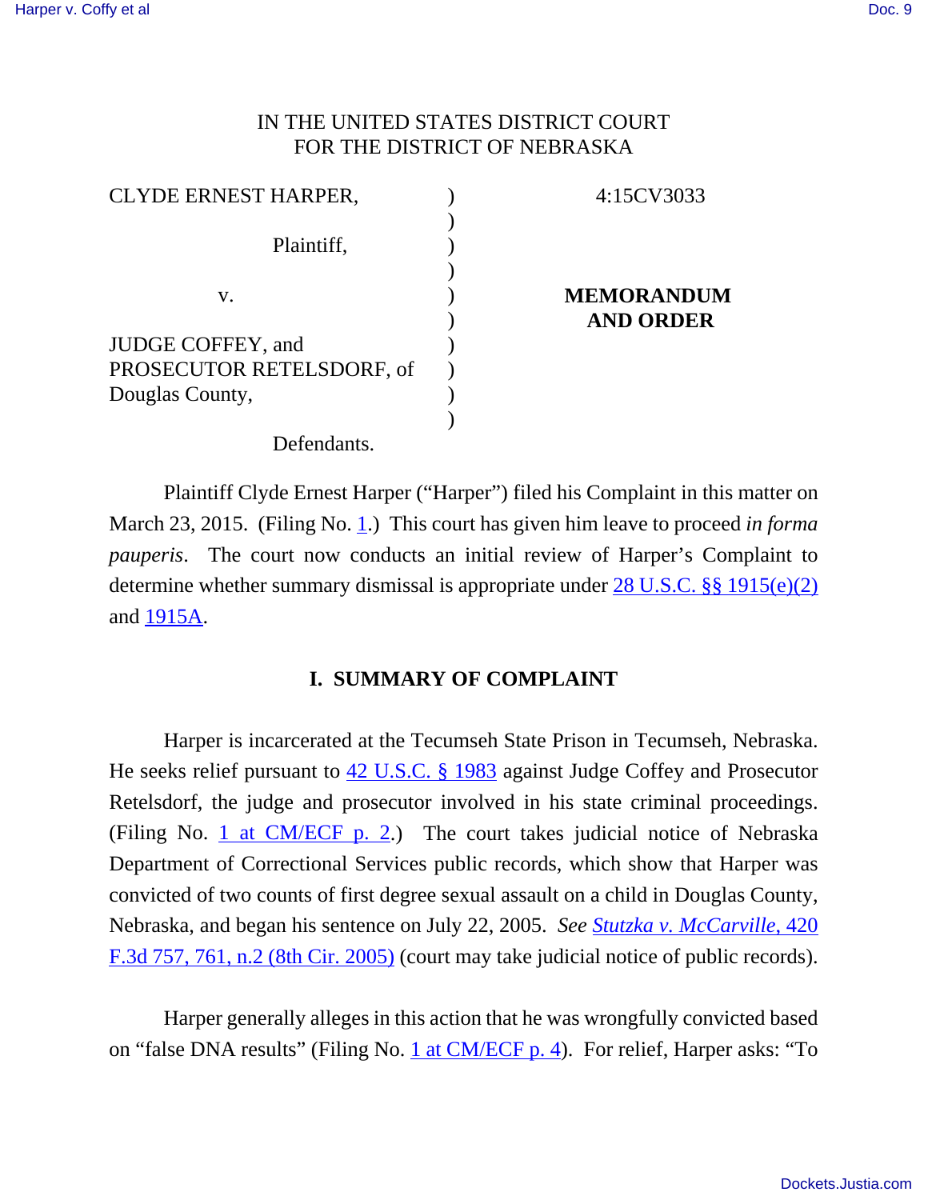IN THE UNITED STATES DISTRICT COURT
FOR THE DISTRICT OF NEBRASKA

| | | |
|---|---|---|
| CLYDE ERNEST HARPER, Plaintiff, | ) | 4:15CV3033 |
| v. | ) | **MEMORANDUM AND ORDER** |
| JUDGE COFFEY, and PROSECUTOR RETELSDORF, of Douglas County, Defendants. | ) | |

Plaintiff Clyde Ernest Harper ("Harper") filed his Complaint in this matter on March 23, 2015. (Filing No. 1.) This court has given him leave to proceed *in forma pauperis*. The court now conducts an initial review of Harper's Complaint to determine whether summary dismissal is appropriate under 28 U.S.C. §§ 1915(e)(2) and 1915A.

## I. SUMMARY OF COMPLAINT

Harper is incarcerated at the Tecumseh State Prison in Tecumseh, Nebraska. He seeks relief pursuant to 42 U.S.C. § 1983 against Judge Coffey and Prosecutor Retelsdorf, the judge and prosecutor involved in his state criminal proceedings. (Filing No. 1 at CM/ECF p. 2.) The court takes judicial notice of Nebraska Department of Correctional Services public records, which show that Harper was convicted of two counts of first degree sexual assault on a child in Douglas County, Nebraska, and began his sentence on July 22, 2005. *See Stutzka v. McCarville*, 420 F.3d 757, 761, n.2 (8th Cir. 2005) (court may take judicial notice of public records).

Harper generally alleges in this action that he was wrongfully convicted based on "false DNA results" (Filing No. 1 at CM/ECF p. 4). For relief, Harper asks: "To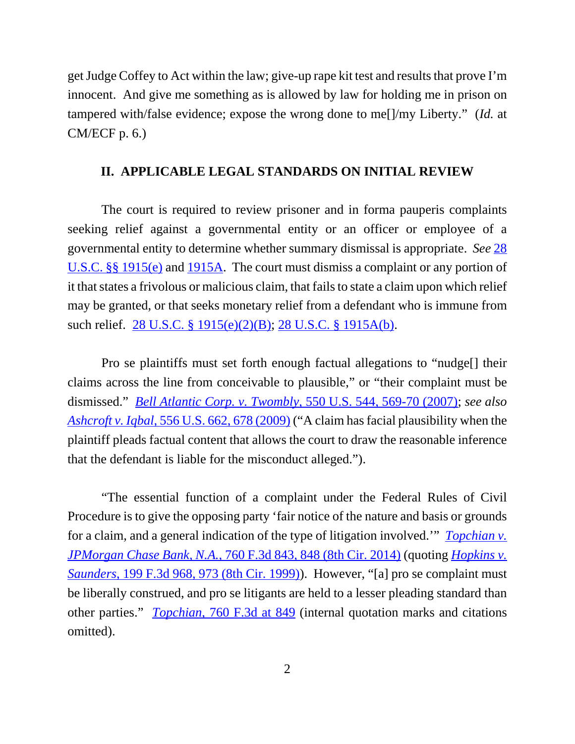get Judge Coffey to Act within the law; give-up rape kit test and results that prove I'm innocent. And give me something as is allowed by law for holding me in prison on tampered with/false evidence; expose the wrong done to me[]/my Liberty." (*Id.* at CM/ECF p. 6.)

## II. APPLICABLE LEGAL STANDARDS ON INITIAL REVIEW

The court is required to review prisoner and in forma pauperis complaints seeking relief against a governmental entity or an officer or employee of a governmental entity to determine whether summary dismissal is appropriate. *See* 28 U.S.C. §§ 1915(e) and 1915A. The court must dismiss a complaint or any portion of it that states a frivolous or malicious claim, that fails to state a claim upon which relief may be granted, or that seeks monetary relief from a defendant who is immune from such relief. 28 U.S.C. § 1915(e)(2)(B); 28 U.S.C. § 1915A(b).

Pro se plaintiffs must set forth enough factual allegations to "nudge[] their claims across the line from conceivable to plausible," or "their complaint must be dismissed." *Bell Atlantic Corp. v. Twombly*, 550 U.S. 544, 569-70 (2007); *see also Ashcroft v. Iqbal*, 556 U.S. 662, 678 (2009) ("A claim has facial plausibility when the plaintiff pleads factual content that allows the court to draw the reasonable inference that the defendant is liable for the misconduct alleged.").

"The essential function of a complaint under the Federal Rules of Civil Procedure is to give the opposing party 'fair notice of the nature and basis or grounds for a claim, and a general indication of the type of litigation involved.'" *Topchian v. JPMorgan Chase Bank, N.A.*, 760 F.3d 843, 848 (8th Cir. 2014) (quoting *Hopkins v. Saunders*, 199 F.3d 968, 973 (8th Cir. 1999)). However, "[a] pro se complaint must be liberally construed, and pro se litigants are held to a lesser pleading standard than other parties." *Topchian*, 760 F.3d at 849 (internal quotation marks and citations omitted).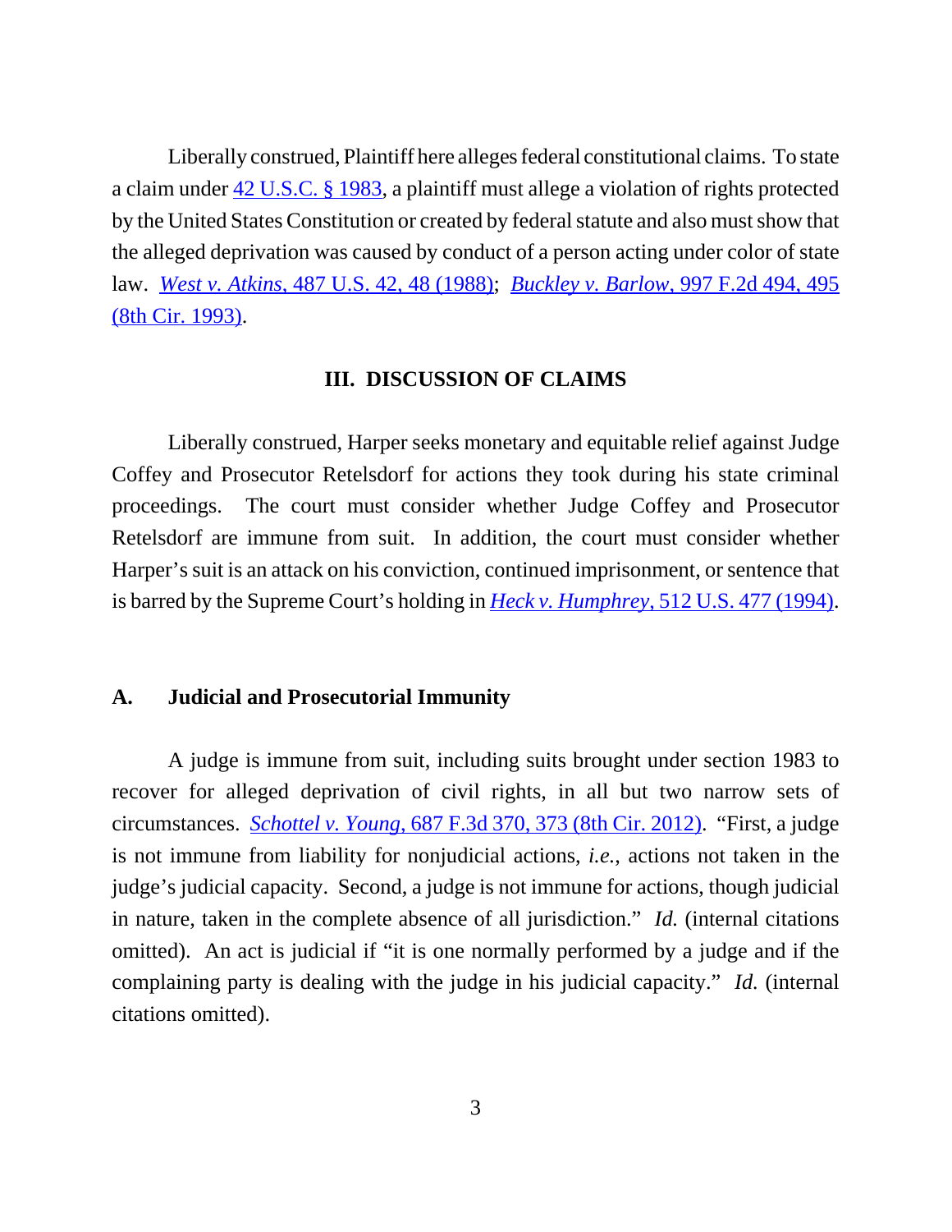Liberally construed, Plaintiff here alleges federal constitutional claims. To state a claim under 42 U.S.C. § 1983, a plaintiff must allege a violation of rights protected by the United States Constitution or created by federal statute and also must show that the alleged deprivation was caused by conduct of a person acting under color of state law. *West v. Atkins*, 487 U.S. 42, 48 (1988); *Buckley v. Barlow*, 997 F.2d 494, 495 (8th Cir. 1993).

## III. DISCUSSION OF CLAIMS

Liberally construed, Harper seeks monetary and equitable relief against Judge Coffey and Prosecutor Retelsdorf for actions they took during his state criminal proceedings. The court must consider whether Judge Coffey and Prosecutor Retelsdorf are immune from suit. In addition, the court must consider whether Harper's suit is an attack on his conviction, continued imprisonment, or sentence that is barred by the Supreme Court's holding in *Heck v. Humphrey*, 512 U.S. 477 (1994).

### A. Judicial and Prosecutorial Immunity

A judge is immune from suit, including suits brought under section 1983 to recover for alleged deprivation of civil rights, in all but two narrow sets of circumstances. *Schottel v. Young*, 687 F.3d 370, 373 (8th Cir. 2012). "First, a judge is not immune from liability for nonjudicial actions, *i.e.*, actions not taken in the judge's judicial capacity. Second, a judge is not immune for actions, though judicial in nature, taken in the complete absence of all jurisdiction." *Id.* (internal citations omitted). An act is judicial if "it is one normally performed by a judge and if the complaining party is dealing with the judge in his judicial capacity." *Id.* (internal citations omitted).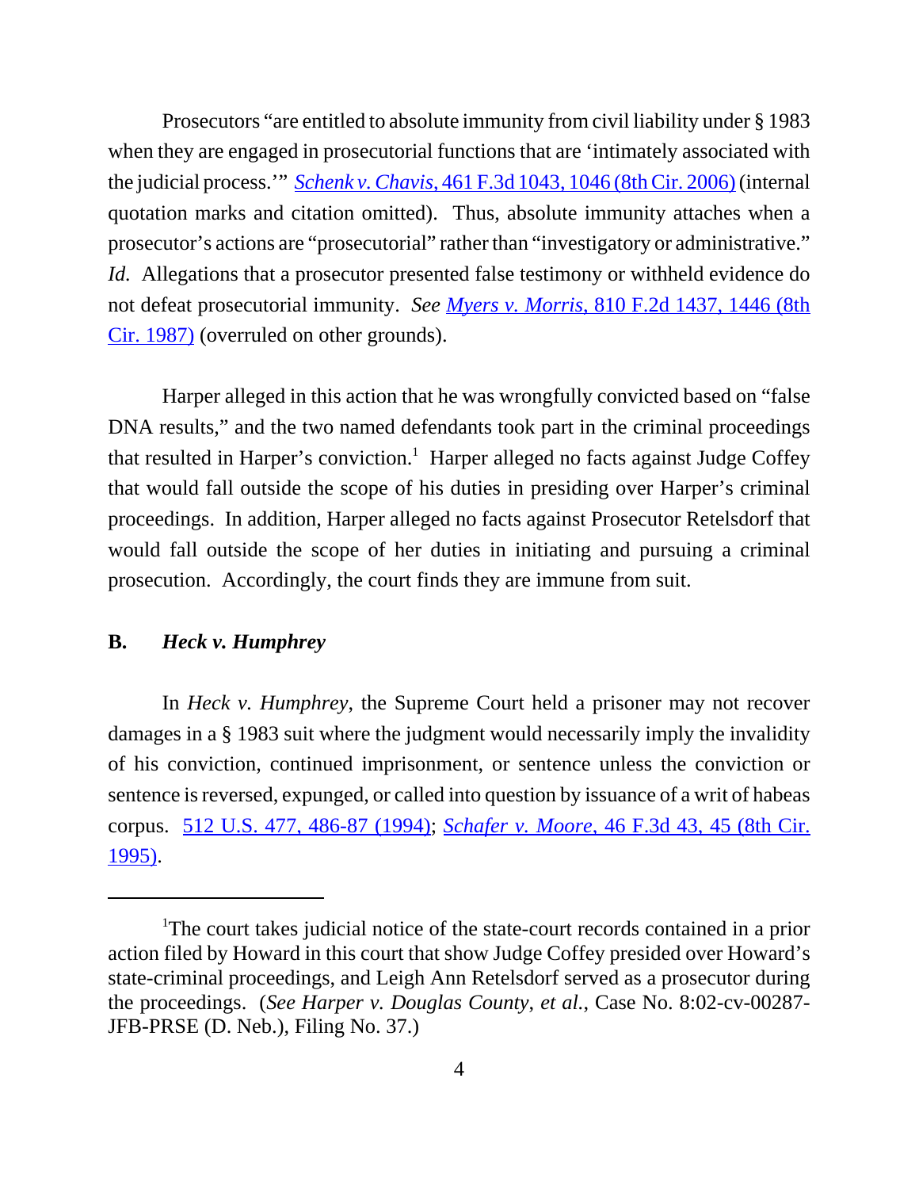Prosecutors "are entitled to absolute immunity from civil liability under § 1983 when they are engaged in prosecutorial functions that are 'intimately associated with the judicial process.'" *Schenk v. Chavis*, 461 F.3d 1043, 1046 (8th Cir. 2006) (internal quotation marks and citation omitted). Thus, absolute immunity attaches when a prosecutor's actions are "prosecutorial" rather than "investigatory or administrative." *Id.* Allegations that a prosecutor presented false testimony or withheld evidence do not defeat prosecutorial immunity. *See Myers v. Morris*, 810 F.2d 1437, 1446 (8th Cir. 1987) (overruled on other grounds).

Harper alleged in this action that he was wrongfully convicted based on "false DNA results," and the two named defendants took part in the criminal proceedings that resulted in Harper's conviction.[1] Harper alleged no facts against Judge Coffey that would fall outside the scope of his duties in presiding over Harper's criminal proceedings. In addition, Harper alleged no facts against Prosecutor Retelsdorf that would fall outside the scope of her duties in initiating and pursuing a criminal prosecution. Accordingly, the court finds they are immune from suit.

### B. *Heck v. Humphrey*

In *Heck v. Humphrey*, the Supreme Court held a prisoner may not recover damages in a § 1983 suit where the judgment would necessarily imply the invalidity of his conviction, continued imprisonment, or sentence unless the conviction or sentence is reversed, expunged, or called into question by issuance of a writ of habeas corpus. 512 U.S. 477, 486-87 (1994); *Schafer v. Moore*, 46 F.3d 43, 45 (8th Cir. 1995).

---

[1] The court takes judicial notice of the state-court records contained in a prior action filed by Howard in this court that show Judge Coffey presided over Howard's state-criminal proceedings, and Leigh Ann Retelsdorf served as a prosecutor during the proceedings. (*See Harper v. Douglas County*, *et al.*, Case No. 8:02-cv-00287-JFB-PRSE (D. Neb.), Filing No. 37.)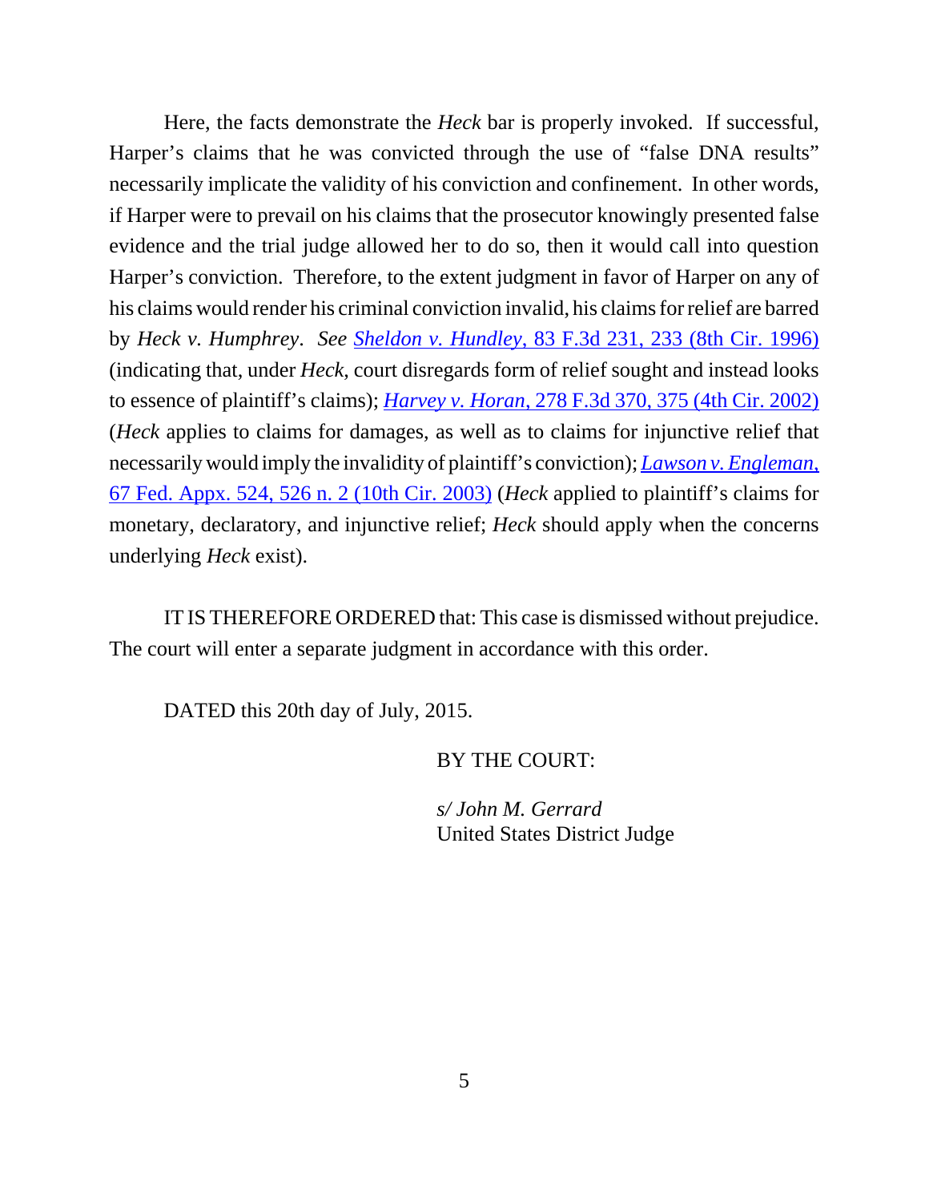Here, the facts demonstrate the *Heck* bar is properly invoked. If successful, Harper's claims that he was convicted through the use of "false DNA results" necessarily implicate the validity of his conviction and confinement. In other words, if Harper were to prevail on his claims that the prosecutor knowingly presented false evidence and the trial judge allowed her to do so, then it would call into question Harper's conviction. Therefore, to the extent judgment in favor of Harper on any of his claims would render his criminal conviction invalid, his claims for relief are barred by *Heck v. Humphrey*. *See* *Sheldon v. Hundley*, 83 F.3d 231, 233 (8th Cir. 1996) (indicating that, under *Heck*, court disregards form of relief sought and instead looks to essence of plaintiff's claims); *Harvey v. Horan*, 278 F.3d 370, 375 (4th Cir. 2002) (*Heck* applies to claims for damages, as well as to claims for injunctive relief that necessarily would imply the invalidity of plaintiff's conviction); *Lawson v. Engleman*, 67 Fed. Appx. 524, 526 n. 2 (10th Cir. 2003) (*Heck* applied to plaintiff's claims for monetary, declaratory, and injunctive relief; *Heck* should apply when the concerns underlying *Heck* exist).

IT IS THEREFORE ORDERED that: This case is dismissed without prejudice. The court will enter a separate judgment in accordance with this order.

DATED this 20th day of July, 2015.

BY THE COURT:

*s/ John M. Gerrard*
United States District Judge